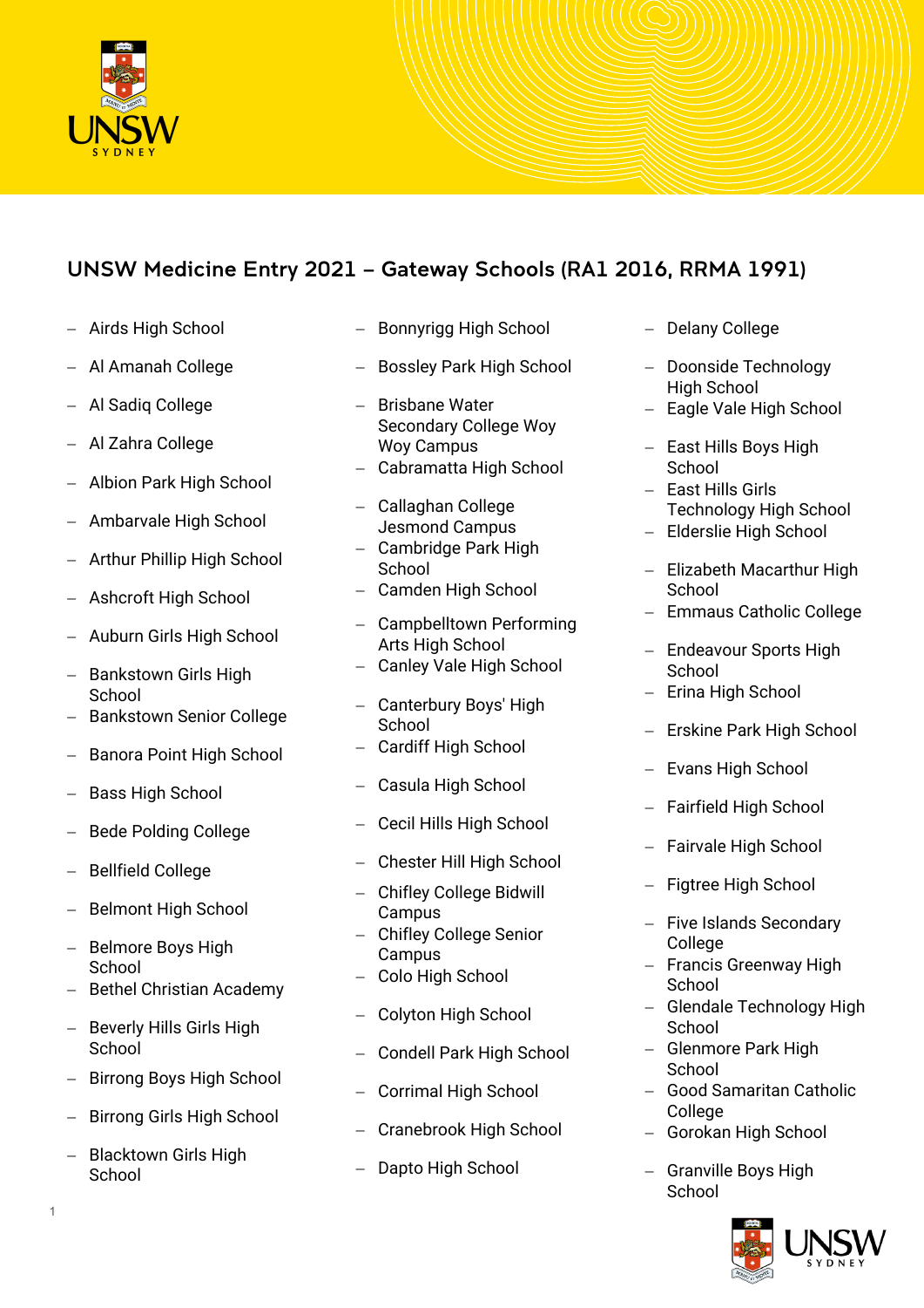## UNSW Medicine Entry 2021 – Gateway Schools (RA1 2016, RRMA 1991)

- Airds High School
- Al Amanah College
- Al Sadiq College
- Al Zahra College
- Albion Park High School
- Ambarvale High School
- Arthur Phillip High School
- Ashcroft High School
- Auburn Girls High School
- Bankstown Girls High School
- Bankstown Senior College
- Banora Point High School
- Bass High School
- Bede Polding College
- Bellfield College
- Belmont High School
- Belmore Boys High School
- Bethel Christian Academy
- Beverly Hills Girls High School
- Birrong Boys High School
- Birrong Girls High School
- Blacktown Girls High School
- Bonnyrigg High School
- Bossley Park High School
- Brisbane Water Secondary College Woy Woy Campus
- Cabramatta High School
- Callaghan College Jesmond Campus
- Cambridge Park High School
- Camden High School
- Campbelltown Performing Arts High School
- Canley Vale High School
- Canterbury Boys' High School
- Cardiff High School
- Casula High School
- Cecil Hills High School
- Chester Hill High School
- Chifley College Bidwill Campus
- Chifley College Senior Campus
- Colo High School
- Colyton High School
- Condell Park High School
- Corrimal High School
- Cranebrook High School
- Dapto High School
- Delany College
- Doonside Technology High School
- Eagle Vale High School
- East Hills Boys High School
- East Hills Girls Technology High School
- Elderslie High School
- Elizabeth Macarthur High School
- Emmaus Catholic College
- Endeavour Sports High School
- Erina High School
- Erskine Park High School
- Evans High School
- Fairfield High School
- Fairvale High School
- Figtree High School
- Five Islands Secondary College
- Francis Greenway High School
- Glendale Technology High School
- Glenmore Park High School
- Good Samaritan Catholic College
- Gorokan High School
- Granville Boys High School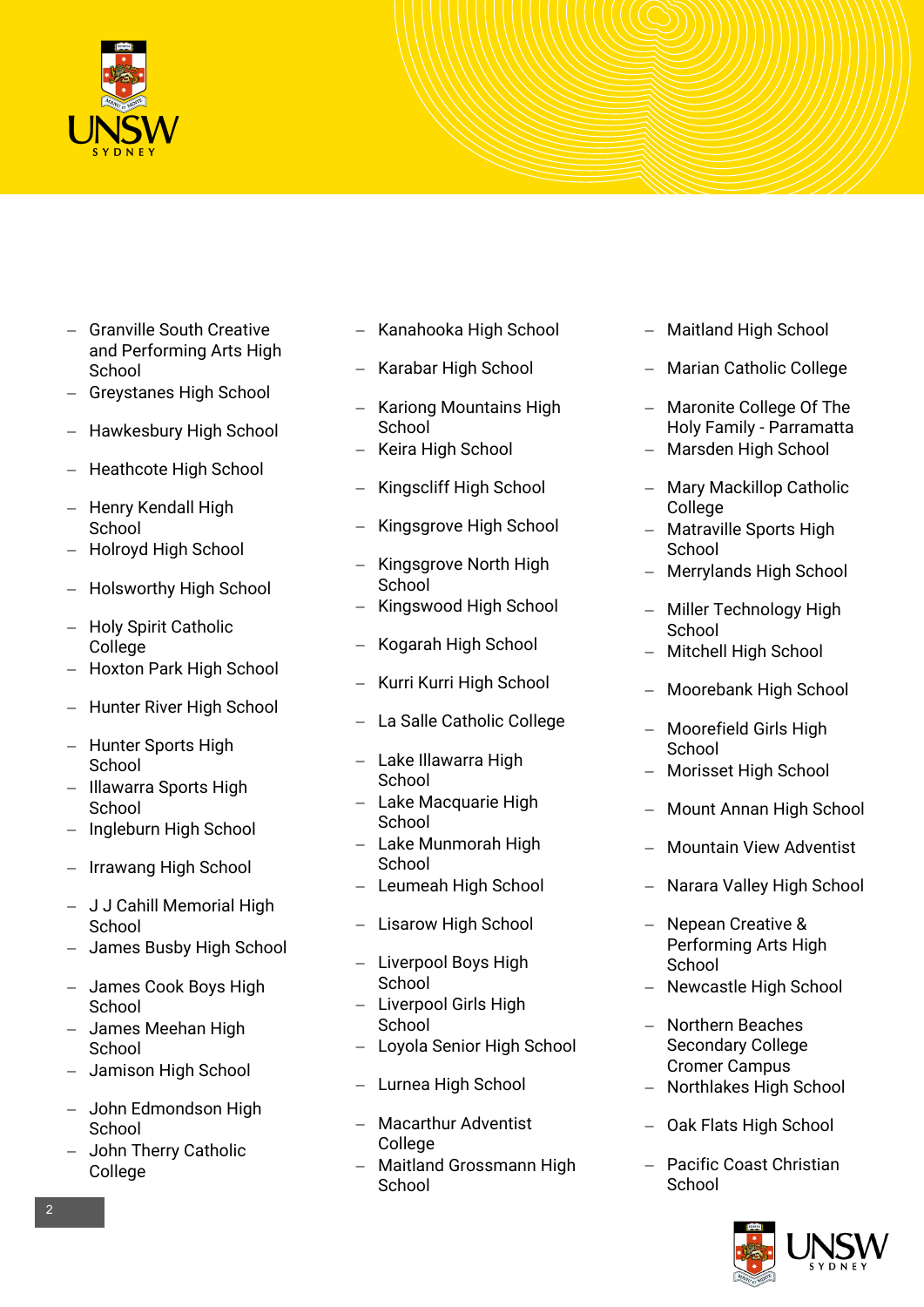- Granville South Creative and Performing Arts High School
- Greystanes High School
- Hawkesbury High School
- Heathcote High School
- Henry Kendall High School
- Holroyd High School
- Holsworthy High School
- Holy Spirit Catholic College
- Hoxton Park High School
- Hunter River High School
- Hunter Sports High School
- Illawarra Sports High School
- Ingleburn High School
- Irrawang High School
- J J Cahill Memorial High School
- James Busby High School
- James Cook Boys High School
- James Meehan High School
- Jamison High School
- John Edmondson High School
- John Therry Catholic College
- Kanahooka High School
- Karabar High School
- Kariong Mountains High School
- Keira High School
- Kingscliff High School
- Kingsgrove High School
- Kingsgrove North High School
- Kingswood High School
- Kogarah High School
- Kurri Kurri High School
- La Salle Catholic College
- Lake Illawarra High School
- Lake Macquarie High School
- Lake Munmorah High School
- Leumeah High School
- Lisarow High School
- Liverpool Boys High School
- Liverpool Girls High School
- Loyola Senior High School
- Lurnea High School
- Macarthur Adventist College
- Maitland Grossmann High School
- Maitland High School
- Marian Catholic College
- Maronite College Of The Holy Family - Parramatta
- Marsden High School
- Mary Mackillop Catholic College
- Matraville Sports High School
- Merrylands High School
- Miller Technology High School
- Mitchell High School
- Moorebank High School
- Moorefield Girls High School
- Morisset High School
- Mount Annan High School
- Mountain View Adventist
- Narara Valley High School
- Nepean Creative & Performing Arts High School
- Newcastle High School
- Northern Beaches Secondary College Cromer Campus
- Northlakes High School
- Oak Flats High School
- Pacific Coast Christian School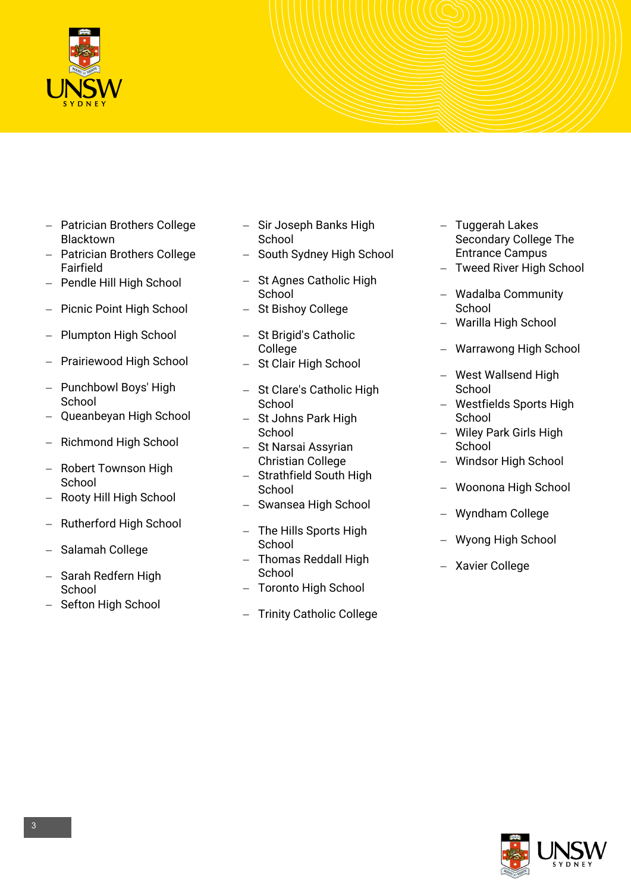- Patrician Brothers College Blacktown
- Patrician Brothers College Fairfield
- Pendle Hill High School
- Picnic Point High School
- Plumpton High School
- Prairiewood High School
- Punchbowl Boys' High School
- Queanbeyan High School
- Richmond High School
- Robert Townson High School
- Rooty Hill High School
- Rutherford High School
- Salamah College
- Sarah Redfern High School
- Sefton High School
- Sir Joseph Banks High School
- South Sydney High School
- St Agnes Catholic High School
- St Bishoy College
- St Brigid's Catholic College
- St Clair High School
- St Clare's Catholic High School
- St Johns Park High School
- St Narsai Assyrian Christian College
- Strathfield South High School
- Swansea High School
- The Hills Sports High School
- Thomas Reddall High School
- Toronto High School
- Trinity Catholic College
- Tuggerah Lakes Secondary College The Entrance Campus
- Tweed River High School
- Wadalba Community School
- Warilla High School
- Warrawong High School
- West Wallsend High School
- Westfields Sports High School
- Wiley Park Girls High School
- Windsor High School
- Woonona High School
- Wyndham College
- Wyong High School
- Xavier College